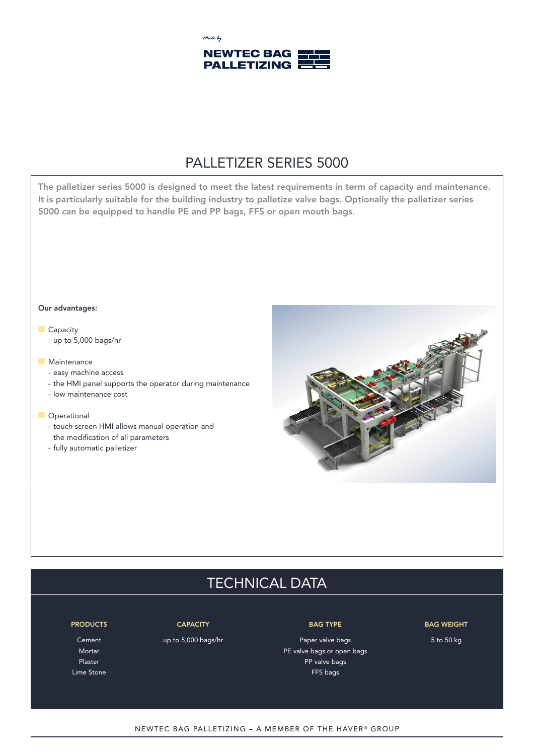*Made by*

NEWTEC BAG PALLETIZING

# PALLETIZER SERIES 5000

**The palletizer series 5000 is designed to meet the latest requirements in term of capacity and maintenance. It is particularly suitable for the building industry to palletize valve bags. Optionally the palletizer series 5000 can be equipped to handle PE and PP bags, FFS or open mouth bags.**

**Our advantages:**

- Capacity
  - up to 5,000 bags/hr
- Maintenance
  - easy machine access
  - the HMI panel supports the operator during maintenance
  - low maintenance cost
- Operational
  - touch screen HMI allows manual operation and the modification of all parameters
  - fully automatic palletizer

## TECHNICAL DATA

| PRODUCTS | CAPACITY | BAG TYPE | BAG WEIGHT |
| --- | --- | --- | --- |
| Cement | up to 5,000 bags/hr | Paper valve bags | 5 to 50 kg |
| Mortar | | PE valve bags or open bags | |
| Plaster | | PP valve bags | |
| Lime Stone | | FFS bags | |

NEWTEC BAG PALLETIZING – A MEMBER OF THE HAVER® GROUP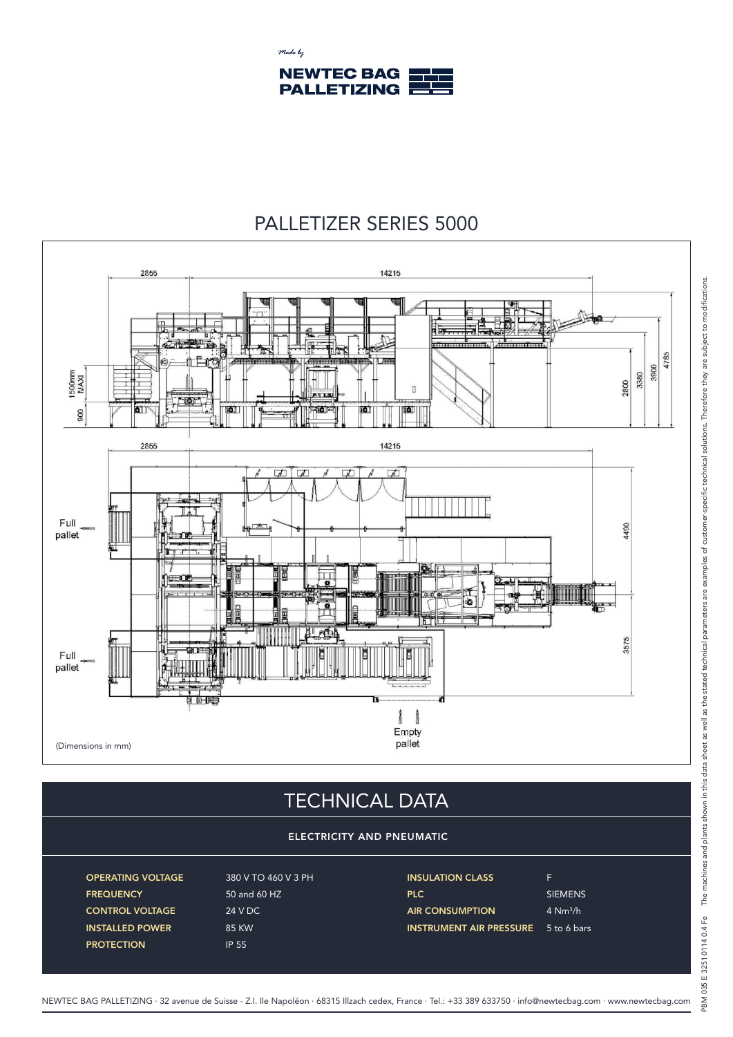*Made by*

**NEWTEC BAG PALLETIZING**

# PALLETIZER SERIES 5000

2855

14215

1500mm MAXI

900

2800

3380

3900

4785

2855

14215

Full pallet

4490

Full pallet

3575

Empty pallet

(Dimensions in mm)

## TECHNICAL DATA

### ELECTRICITY AND PNEUMATIC

| | | | |
|---|---|---|---|
| **OPERATING VOLTAGE** | 380 V TO 460 V 3 PH | **INSULATION CLASS** | F |
| **FREQUENCY** | 50 and 60 HZ | **PLC** | SIEMENS |
| **CONTROL VOLTAGE** | 24 V DC | **AIR CONSUMPTION** | 4 Nm³/h |
| **INSTALLED POWER** | 85 KW | **INSTRUMENT AIR PRESSURE** | 5 to 6 bars |
| **PROTECTION** | IP 55 | | |

The machines and plants shown in this data sheet as well as the stated technical parameters are examples of customer-specific technical solutions. Therefore they are subject to modifications.

PBM 035 E 3251 0114 0.4 Fe

NEWTEC BAG PALLETIZING · 32 avenue de Suisse - Z.I. Ile Napoléon · 68315 Illzach cedex, France · Tel.: +33 389 633750 · info@newtecbag.com · www.newtecbag.com